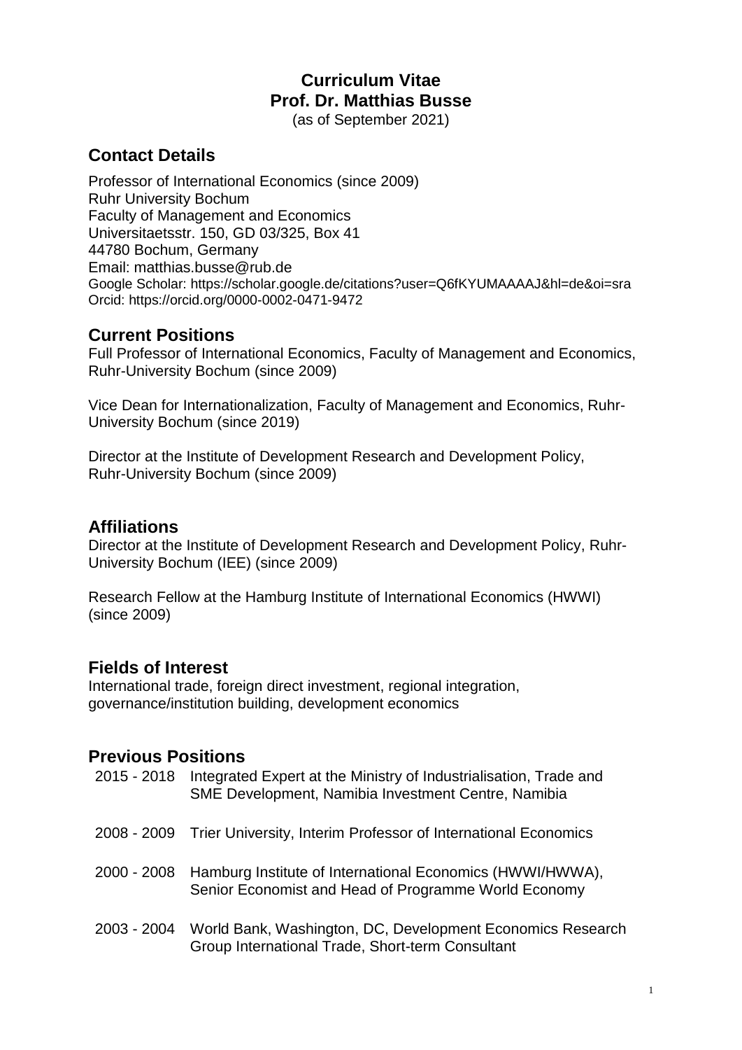# Curriculum Vitae
# Prof. Dr. Matthias Busse

(as of September 2021)

## Contact Details

Professor of International Economics (since 2009)
Ruhr University Bochum
Faculty of Management and Economics
Universitaetsstr. 150, GD 03/325, Box 41
44780 Bochum, Germany
Email: matthias.busse@rub.de
Google Scholar: https://scholar.google.de/citations?user=Q6fKYUMAAAAJ&hl=de&oi=sra
Orcid: https://orcid.org/0000-0002-0471-9472

## Current Positions

Full Professor of International Economics, Faculty of Management and Economics, Ruhr-University Bochum (since 2009)

Vice Dean for Internationalization, Faculty of Management and Economics, Ruhr-University Bochum (since 2019)

Director at the Institute of Development Research and Development Policy, Ruhr-University Bochum (since 2009)

## Affiliations

Director at the Institute of Development Research and Development Policy, Ruhr-University Bochum (IEE) (since 2009)

Research Fellow at the Hamburg Institute of International Economics (HWWI) (since 2009)

## Fields of Interest

International trade, foreign direct investment, regional integration, governance/institution building, development economics

## Previous Positions

| | |
|---|---|
| 2015 - 2018 | Integrated Expert at the Ministry of Industrialisation, Trade and SME Development, Namibia Investment Centre, Namibia |
| 2008 - 2009 | Trier University, Interim Professor of International Economics |
| 2000 - 2008 | Hamburg Institute of International Economics (HWWI/HWWA), Senior Economist and Head of Programme World Economy |
| 2003 - 2004 | World Bank, Washington, DC, Development Economics Research Group International Trade, Short-term Consultant |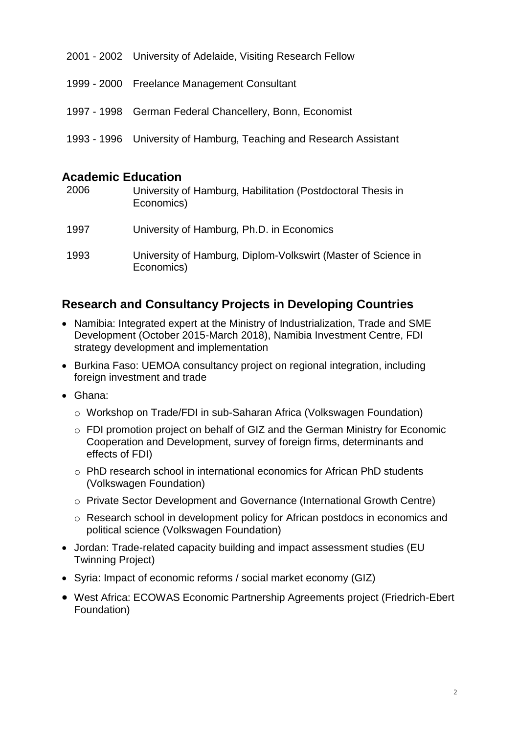2001 - 2002 University of Adelaide, Visiting Research Fellow

1999 - 2000 Freelance Management Consultant

1997 - 1998 German Federal Chancellery, Bonn, Economist

1993 - 1996 University of Hamburg, Teaching and Research Assistant

## Academic Education

2006 University of Hamburg, Habilitation (Postdoctoral Thesis in Economics)

1997 University of Hamburg, Ph.D. in Economics

1993 University of Hamburg, Diplom-Volkswirt (Master of Science in Economics)

## Research and Consultancy Projects in Developing Countries

- Namibia: Integrated expert at the Ministry of Industrialization, Trade and SME Development (October 2015-March 2018), Namibia Investment Centre, FDI strategy development and implementation
- Burkina Faso: UEMOA consultancy project on regional integration, including foreign investment and trade
- Ghana:
  - Workshop on Trade/FDI in sub-Saharan Africa (Volkswagen Foundation)
  - FDI promotion project on behalf of GIZ and the German Ministry for Economic Cooperation and Development, survey of foreign firms, determinants and effects of FDI)
  - PhD research school in international economics for African PhD students (Volkswagen Foundation)
  - Private Sector Development and Governance (International Growth Centre)
  - Research school in development policy for African postdocs in economics and political science (Volkswagen Foundation)
- Jordan: Trade-related capacity building and impact assessment studies (EU Twinning Project)
- Syria: Impact of economic reforms / social market economy (GIZ)
- West Africa: ECOWAS Economic Partnership Agreements project (Friedrich-Ebert Foundation)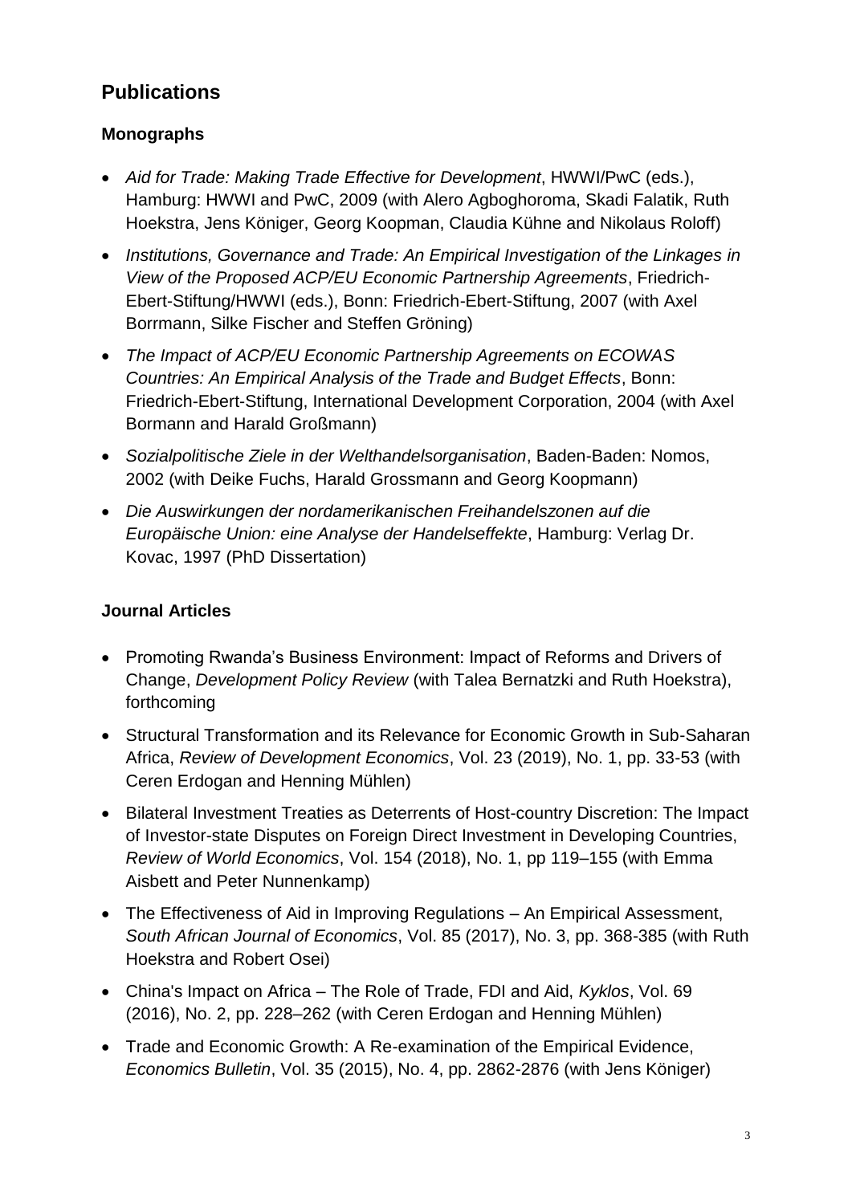## Publications

### Monographs

- *Aid for Trade: Making Trade Effective for Development*, HWWI/PwC (eds.), Hamburg: HWWI and PwC, 2009 (with Alero Agboghoroma, Skadi Falatik, Ruth Hoekstra, Jens Königer, Georg Koopman, Claudia Kühne and Nikolaus Roloff)
- *Institutions, Governance and Trade: An Empirical Investigation of the Linkages in View of the Proposed ACP/EU Economic Partnership Agreements*, Friedrich-Ebert-Stiftung/HWWI (eds.), Bonn: Friedrich-Ebert-Stiftung, 2007 (with Axel Borrmann, Silke Fischer and Steffen Gröning)
- *The Impact of ACP/EU Economic Partnership Agreements on ECOWAS Countries: An Empirical Analysis of the Trade and Budget Effects*, Bonn: Friedrich-Ebert-Stiftung, International Development Corporation, 2004 (with Axel Bormann and Harald Großmann)
- *Sozialpolitische Ziele in der Welthandelsorganisation*, Baden-Baden: Nomos, 2002 (with Deike Fuchs, Harald Grossmann and Georg Koopmann)
- *Die Auswirkungen der nordamerikanischen Freihandelszonen auf die Europäische Union: eine Analyse der Handelseffekte*, Hamburg: Verlag Dr. Kovac, 1997 (PhD Dissertation)

### Journal Articles

- Promoting Rwanda's Business Environment: Impact of Reforms and Drivers of Change, *Development Policy Review* (with Talea Bernatzki and Ruth Hoekstra), forthcoming
- Structural Transformation and its Relevance for Economic Growth in Sub-Saharan Africa, *Review of Development Economics*, Vol. 23 (2019), No. 1, pp. 33-53 (with Ceren Erdogan and Henning Mühlen)
- Bilateral Investment Treaties as Deterrents of Host-country Discretion: The Impact of Investor-state Disputes on Foreign Direct Investment in Developing Countries, *Review of World Economics*, Vol. 154 (2018), No. 1, pp 119–155 (with Emma Aisbett and Peter Nunnenkamp)
- The Effectiveness of Aid in Improving Regulations – An Empirical Assessment, *South African Journal of Economics*, Vol. 85 (2017), No. 3, pp. 368-385 (with Ruth Hoekstra and Robert Osei)
- China's Impact on Africa – The Role of Trade, FDI and Aid, *Kyklos*, Vol. 69 (2016), No. 2, pp. 228–262 (with Ceren Erdogan and Henning Mühlen)
- Trade and Economic Growth: A Re-examination of the Empirical Evidence, *Economics Bulletin*, Vol. 35 (2015), No. 4, pp. 2862-2876 (with Jens Königer)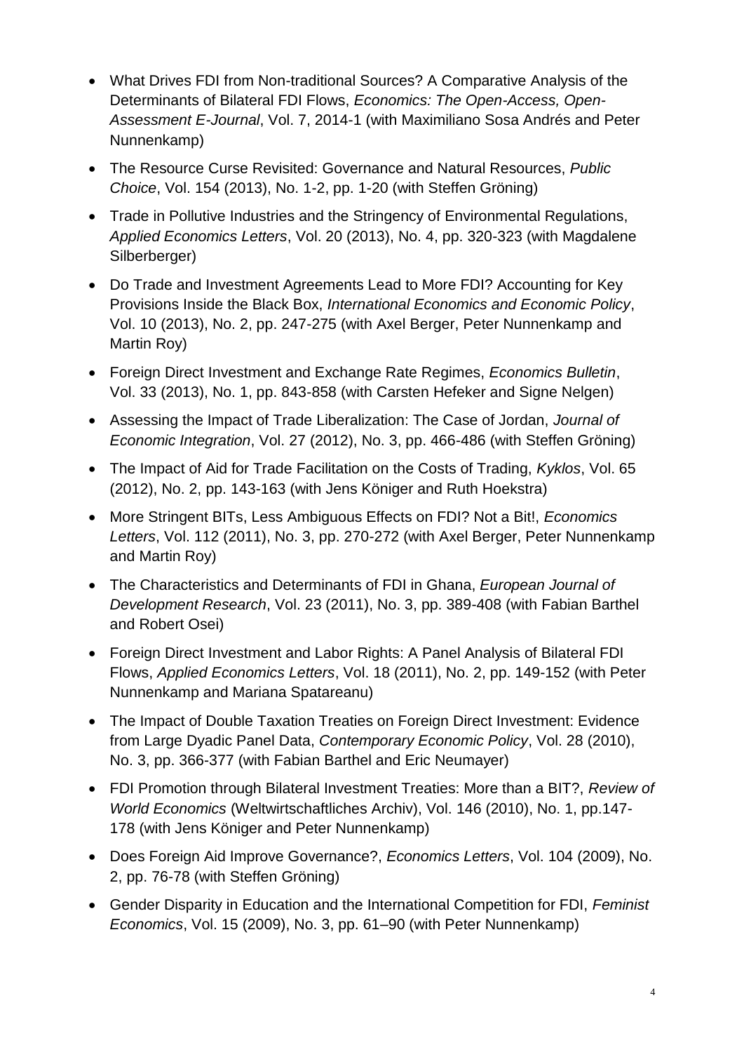- What Drives FDI from Non-traditional Sources? A Comparative Analysis of the Determinants of Bilateral FDI Flows, *Economics: The Open-Access, Open-Assessment E-Journal*, Vol. 7, 2014-1 (with Maximiliano Sosa Andrés and Peter Nunnenkamp)
- The Resource Curse Revisited: Governance and Natural Resources, *Public Choice*, Vol. 154 (2013), No. 1-2, pp. 1-20 (with Steffen Gröning)
- Trade in Pollutive Industries and the Stringency of Environmental Regulations, *Applied Economics Letters*, Vol. 20 (2013), No. 4, pp. 320-323 (with Magdalene Silberberger)
- Do Trade and Investment Agreements Lead to More FDI? Accounting for Key Provisions Inside the Black Box, *International Economics and Economic Policy*, Vol. 10 (2013), No. 2, pp. 247-275 (with Axel Berger, Peter Nunnenkamp and Martin Roy)
- Foreign Direct Investment and Exchange Rate Regimes, *Economics Bulletin*, Vol. 33 (2013), No. 1, pp. 843-858 (with Carsten Hefeker and Signe Nelgen)
- Assessing the Impact of Trade Liberalization: The Case of Jordan, *Journal of Economic Integration*, Vol. 27 (2012), No. 3, pp. 466-486 (with Steffen Gröning)
- The Impact of Aid for Trade Facilitation on the Costs of Trading, *Kyklos*, Vol. 65 (2012), No. 2, pp. 143-163 (with Jens Königer and Ruth Hoekstra)
- More Stringent BITs, Less Ambiguous Effects on FDI? Not a Bit!, *Economics Letters*, Vol. 112 (2011), No. 3, pp. 270-272 (with Axel Berger, Peter Nunnenkamp and Martin Roy)
- The Characteristics and Determinants of FDI in Ghana, *European Journal of Development Research*, Vol. 23 (2011), No. 3, pp. 389-408 (with Fabian Barthel and Robert Osei)
- Foreign Direct Investment and Labor Rights: A Panel Analysis of Bilateral FDI Flows, *Applied Economics Letters*, Vol. 18 (2011), No. 2, pp. 149-152 (with Peter Nunnenkamp and Mariana Spatareanu)
- The Impact of Double Taxation Treaties on Foreign Direct Investment: Evidence from Large Dyadic Panel Data, *Contemporary Economic Policy*, Vol. 28 (2010), No. 3, pp. 366-377 (with Fabian Barthel and Eric Neumayer)
- FDI Promotion through Bilateral Investment Treaties: More than a BIT?, *Review of World Economics* (Weltwirtschaftliches Archiv), Vol. 146 (2010), No. 1, pp.147-178 (with Jens Königer and Peter Nunnenkamp)
- Does Foreign Aid Improve Governance?, *Economics Letters*, Vol. 104 (2009), No. 2, pp. 76-78 (with Steffen Gröning)
- Gender Disparity in Education and the International Competition for FDI, *Feminist Economics*, Vol. 15 (2009), No. 3, pp. 61–90 (with Peter Nunnenkamp)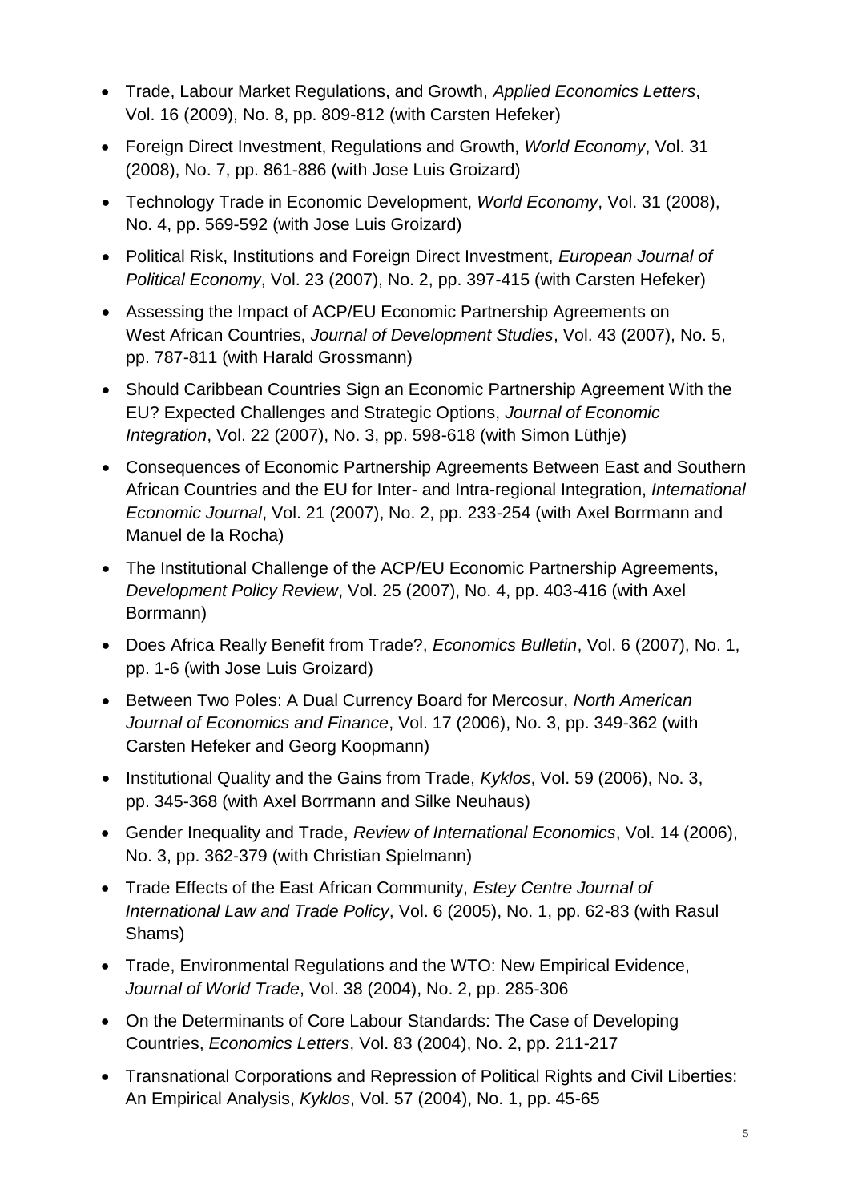- Trade, Labour Market Regulations, and Growth, *Applied Economics Letters*, Vol. 16 (2009), No. 8, pp. 809-812 (with Carsten Hefeker)
- Foreign Direct Investment, Regulations and Growth, *World Economy*, Vol. 31 (2008), No. 7, pp. 861-886 (with Jose Luis Groizard)
- Technology Trade in Economic Development, *World Economy*, Vol. 31 (2008), No. 4, pp. 569-592 (with Jose Luis Groizard)
- Political Risk, Institutions and Foreign Direct Investment, *European Journal of Political Economy*, Vol. 23 (2007), No. 2, pp. 397-415 (with Carsten Hefeker)
- Assessing the Impact of ACP/EU Economic Partnership Agreements on West African Countries, *Journal of Development Studies*, Vol. 43 (2007), No. 5, pp. 787-811 (with Harald Grossmann)
- Should Caribbean Countries Sign an Economic Partnership Agreement With the EU? Expected Challenges and Strategic Options, *Journal of Economic Integration*, Vol. 22 (2007), No. 3, pp. 598-618 (with Simon Lüthje)
- Consequences of Economic Partnership Agreements Between East and Southern African Countries and the EU for Inter- and Intra-regional Integration, *International Economic Journal*, Vol. 21 (2007), No. 2, pp. 233-254 (with Axel Borrmann and Manuel de la Rocha)
- The Institutional Challenge of the ACP/EU Economic Partnership Agreements, *Development Policy Review*, Vol. 25 (2007), No. 4, pp. 403-416 (with Axel Borrmann)
- Does Africa Really Benefit from Trade?, *Economics Bulletin*, Vol. 6 (2007), No. 1, pp. 1-6 (with Jose Luis Groizard)
- Between Two Poles: A Dual Currency Board for Mercosur, *North American Journal of Economics and Finance*, Vol. 17 (2006), No. 3, pp. 349-362 (with Carsten Hefeker and Georg Koopmann)
- Institutional Quality and the Gains from Trade, *Kyklos*, Vol. 59 (2006), No. 3, pp. 345-368 (with Axel Borrmann and Silke Neuhaus)
- Gender Inequality and Trade, *Review of International Economics*, Vol. 14 (2006), No. 3, pp. 362-379 (with Christian Spielmann)
- Trade Effects of the East African Community, *Estey Centre Journal of International Law and Trade Policy*, Vol. 6 (2005), No. 1, pp. 62-83 (with Rasul Shams)
- Trade, Environmental Regulations and the WTO: New Empirical Evidence, *Journal of World Trade*, Vol. 38 (2004), No. 2, pp. 285-306
- On the Determinants of Core Labour Standards: The Case of Developing Countries, *Economics Letters*, Vol. 83 (2004), No. 2, pp. 211-217
- Transnational Corporations and Repression of Political Rights and Civil Liberties: An Empirical Analysis, *Kyklos*, Vol. 57 (2004), No. 1, pp. 45-65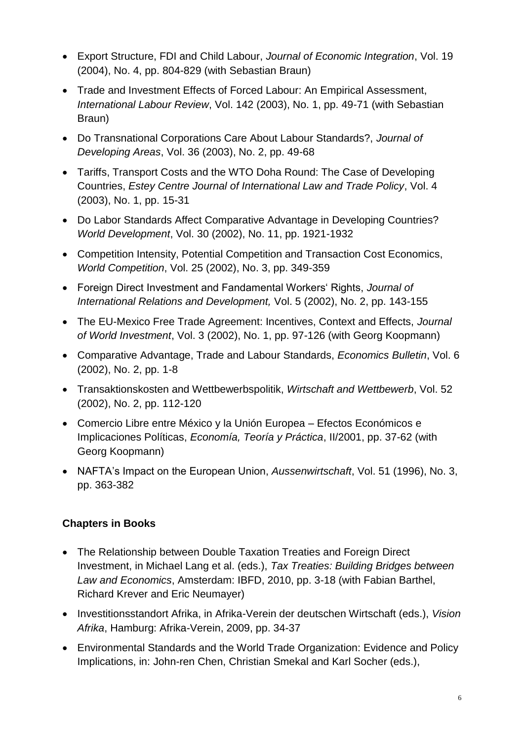- Export Structure, FDI and Child Labour, *Journal of Economic Integration*, Vol. 19 (2004), No. 4, pp. 804-829 (with Sebastian Braun)
- Trade and Investment Effects of Forced Labour: An Empirical Assessment, *International Labour Review*, Vol. 142 (2003), No. 1, pp. 49-71 (with Sebastian Braun)
- Do Transnational Corporations Care About Labour Standards?, *Journal of Developing Areas*, Vol. 36 (2003), No. 2, pp. 49-68
- Tariffs, Transport Costs and the WTO Doha Round: The Case of Developing Countries, *Estey Centre Journal of International Law and Trade Policy*, Vol. 4 (2003), No. 1, pp. 15-31
- Do Labor Standards Affect Comparative Advantage in Developing Countries? *World Development*, Vol. 30 (2002), No. 11, pp. 1921-1932
- Competition Intensity, Potential Competition and Transaction Cost Economics, *World Competition*, Vol. 25 (2002), No. 3, pp. 349-359
- Foreign Direct Investment and Fandamental Workers' Rights, *Journal of International Relations and Development,* Vol. 5 (2002), No. 2, pp. 143-155
- The EU-Mexico Free Trade Agreement: Incentives, Context and Effects, *Journal of World Investment*, Vol. 3 (2002), No. 1, pp. 97-126 (with Georg Koopmann)
- Comparative Advantage, Trade and Labour Standards, *Economics Bulletin*, Vol. 6 (2002), No. 2, pp. 1-8
- Transaktionskosten and Wettbewerbspolitik, *Wirtschaft and Wettbewerb*, Vol. 52 (2002), No. 2, pp. 112-120
- Comercio Libre entre México y la Unión Europea – Efectos Económicos e Implicaciones Políticas, *Economía, Teoría y Práctica*, II/2001, pp. 37-62 (with Georg Koopmann)
- NAFTA's Impact on the European Union, *Aussenwirtschaft*, Vol. 51 (1996), No. 3, pp. 363-382

**Chapters in Books**

- The Relationship between Double Taxation Treaties and Foreign Direct Investment, in Michael Lang et al. (eds.), *Tax Treaties: Building Bridges between Law and Economics*, Amsterdam: IBFD, 2010, pp. 3-18 (with Fabian Barthel, Richard Krever and Eric Neumayer)
- Investitionsstandort Afrika, in Afrika-Verein der deutschen Wirtschaft (eds.), *Vision Afrika*, Hamburg: Afrika-Verein, 2009, pp. 34-37
- Environmental Standards and the World Trade Organization: Evidence and Policy Implications, in: John-ren Chen, Christian Smekal and Karl Socher (eds.),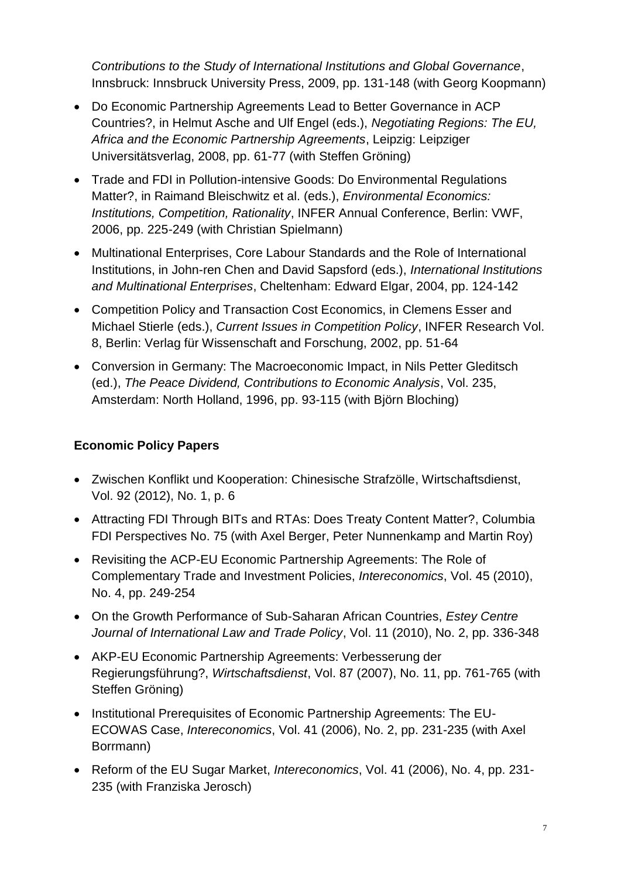*Contributions to the Study of International Institutions and Global Governance*, Innsbruck: Innsbruck University Press, 2009, pp. 131-148 (with Georg Koopmann)

- Do Economic Partnership Agreements Lead to Better Governance in ACP Countries?, in Helmut Asche and Ulf Engel (eds.), *Negotiating Regions: The EU, Africa and the Economic Partnership Agreements*, Leipzig: Leipziger Universitätsverlag, 2008, pp. 61-77 (with Steffen Gröning)
- Trade and FDI in Pollution-intensive Goods: Do Environmental Regulations Matter?, in Raimand Bleischwitz et al. (eds.), *Environmental Economics: Institutions, Competition, Rationality*, INFER Annual Conference, Berlin: VWF, 2006, pp. 225-249 (with Christian Spielmann)
- Multinational Enterprises, Core Labour Standards and the Role of International Institutions, in John-ren Chen and David Sapsford (eds.), *International Institutions and Multinational Enterprises*, Cheltenham: Edward Elgar, 2004, pp. 124-142
- Competition Policy and Transaction Cost Economics, in Clemens Esser and Michael Stierle (eds.), *Current Issues in Competition Policy*, INFER Research Vol. 8, Berlin: Verlag für Wissenschaft and Forschung, 2002, pp. 51-64
- Conversion in Germany: The Macroeconomic Impact, in Nils Petter Gleditsch (ed.), *The Peace Dividend, Contributions to Economic Analysis*, Vol. 235, Amsterdam: North Holland, 1996, pp. 93-115 (with Björn Bloching)

**Economic Policy Papers**

- Zwischen Konflikt und Kooperation: Chinesische Strafzölle, Wirtschaftsdienst, Vol. 92 (2012), No. 1, p. 6
- Attracting FDI Through BITs and RTAs: Does Treaty Content Matter?, Columbia FDI Perspectives No. 75 (with Axel Berger, Peter Nunnenkamp and Martin Roy)
- Revisiting the ACP-EU Economic Partnership Agreements: The Role of Complementary Trade and Investment Policies, *Intereconomics*, Vol. 45 (2010), No. 4, pp. 249-254
- On the Growth Performance of Sub-Saharan African Countries, *Estey Centre Journal of International Law and Trade Policy*, Vol. 11 (2010), No. 2, pp. 336-348
- AKP-EU Economic Partnership Agreements: Verbesserung der Regierungsführung?, *Wirtschaftsdienst*, Vol. 87 (2007), No. 11, pp. 761-765 (with Steffen Gröning)
- Institutional Prerequisites of Economic Partnership Agreements: The EU-ECOWAS Case, *Intereconomics*, Vol. 41 (2006), No. 2, pp. 231-235 (with Axel Borrmann)
- Reform of the EU Sugar Market, *Intereconomics*, Vol. 41 (2006), No. 4, pp. 231-235 (with Franziska Jerosch)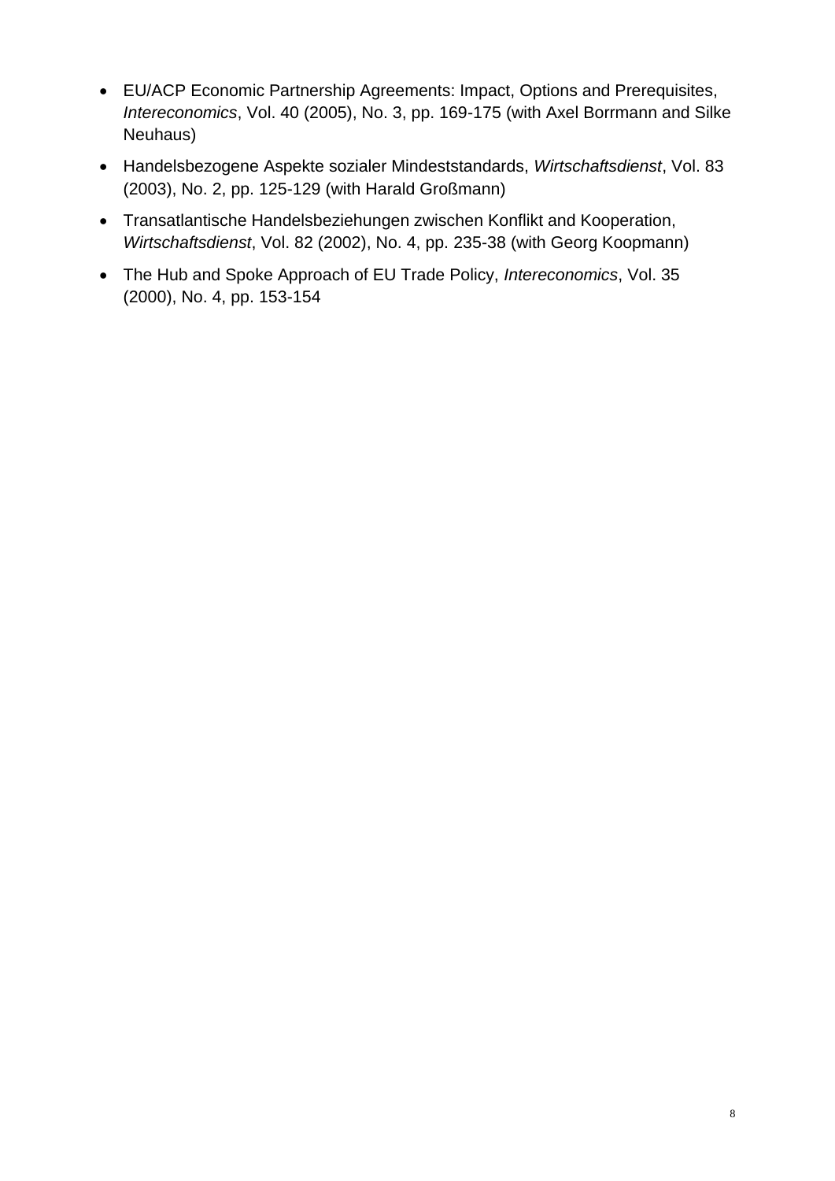- EU/ACP Economic Partnership Agreements: Impact, Options and Prerequisites, *Intereconomics*, Vol. 40 (2005), No. 3, pp. 169-175 (with Axel Borrmann and Silke Neuhaus)
- Handelsbezogene Aspekte sozialer Mindeststandards, *Wirtschaftsdienst*, Vol. 83 (2003), No. 2, pp. 125-129 (with Harald Großmann)
- Transatlantische Handelsbeziehungen zwischen Konflikt and Kooperation, *Wirtschaftsdienst*, Vol. 82 (2002), No. 4, pp. 235-38 (with Georg Koopmann)
- The Hub and Spoke Approach of EU Trade Policy, *Intereconomics*, Vol. 35 (2000), No. 4, pp. 153-154